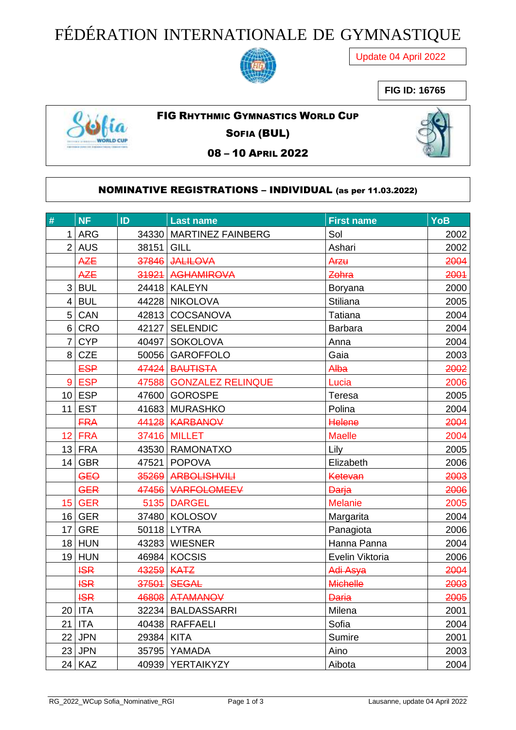# FÉDÉRATION INTERNATIONALE DE GYMNASTIQUE

Update 04 April 2022

**FIG ID: 16765**

**FIG RHYTHMIC GYMNASTICS WORLD CUP**

**SOFIA (BUL)**

**08 – 10 APRIL 2022**

**NOMINATIVE REGISTRATIONS – INDIVIDUAL (as per 11.03.2022)**

| # | NF | ID | Last name | First name | YoB |
|---|---|---|---|---|---|
| 1 | ARG | 34330 | MARTINEZ FAINBERG | Sol | 2002 |
| 2 | AUS | 38151 | GILL | Ashari | 2002 |
| | ~~AZE~~ | ~~37846~~ | ~~JALILOVA~~ | ~~Arzu~~ | ~~2004~~ |
| | ~~AZE~~ | ~~31921~~ | ~~AGHAMIROVA~~ | ~~Zohra~~ | ~~2001~~ |
| 3 | BUL | 24418 | KALEYN | Boryana | 2000 |
| 4 | BUL | 44228 | NIKOLOVA | Stiliana | 2005 |
| 5 | CAN | 42813 | COCSANOVA | Tatiana | 2004 |
| 6 | CRO | 42127 | SELENDIC | Barbara | 2004 |
| 7 | CYP | 40497 | SOKOLOVA | Anna | 2004 |
| 8 | CZE | 50056 | GAROFFOLO | Gaia | 2003 |
| | ~~ESP~~ | ~~47424~~ | ~~BAUTISTA~~ | ~~Alba~~ | ~~2002~~ |
| 9 | ESP | 47588 | GONZALEZ RELINQUE | Lucia | 2006 |
| 10 | ESP | 47600 | GOROSPE | Teresa | 2005 |
| 11 | EST | 41683 | MURASHKO | Polina | 2004 |
| | ~~FRA~~ | ~~44128~~ | ~~KARBANOV~~ | ~~Helene~~ | ~~2004~~ |
| 12 | FRA | 37416 | MILLET | Maelle | 2004 |
| 13 | FRA | 43530 | RAMONATXO | Lily | 2005 |
| 14 | GBR | 47521 | POPOVA | Elizabeth | 2006 |
| | ~~GEO~~ | ~~35269~~ | ~~ARBOLISHVILI~~ | ~~Ketevan~~ | ~~2003~~ |
| | ~~GER~~ | ~~47456~~ | ~~VARFOLOMEEV~~ | ~~Darja~~ | ~~2006~~ |
| 15 | GER | 5135 | DARGEL | Melanie | 2005 |
| 16 | GER | 37480 | KOLOSOV | Margarita | 2004 |
| 17 | GRE | 50118 | LYTRA | Panagiota | 2006 |
| 18 | HUN | 43283 | WIESNER | Hanna Panna | 2004 |
| 19 | HUN | 46984 | KOCSIS | Evelin Viktoria | 2006 |
| | ~~ISR~~ | ~~43259~~ | ~~KATZ~~ | ~~Adi Asya~~ | ~~2004~~ |
| | ~~ISR~~ | ~~37501~~ | ~~SEGAL~~ | ~~Michelle~~ | ~~2003~~ |
| | ~~ISR~~ | ~~46808~~ | ~~ATAMANOV~~ | ~~Daria~~ | ~~2005~~ |
| 20 | ITA | 32234 | BALDASSARRI | Milena | 2001 |
| 21 | ITA | 40438 | RAFFAELI | Sofia | 2004 |
| 22 | JPN | 29384 | KITA | Sumire | 2001 |
| 23 | JPN | 35795 | YAMADA | Aino | 2003 |
| 24 | KAZ | 40939 | YERTAIKYZY | Aibota | 2004 |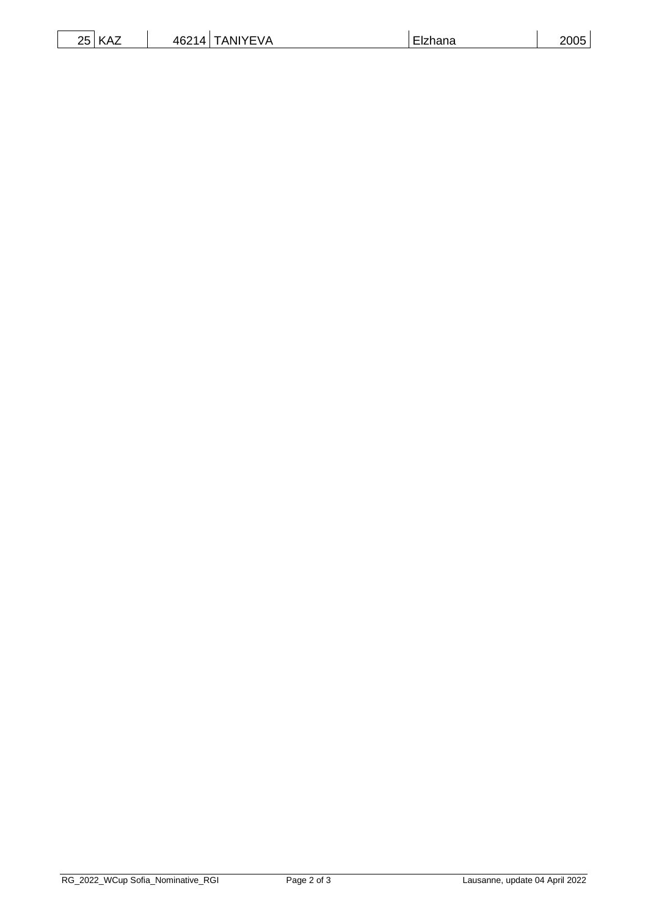| | | | | | |
|---|---|---|---|---|---|
| 25 | KAZ | 46214 | TANIYEVA | Elzhana | 2005 |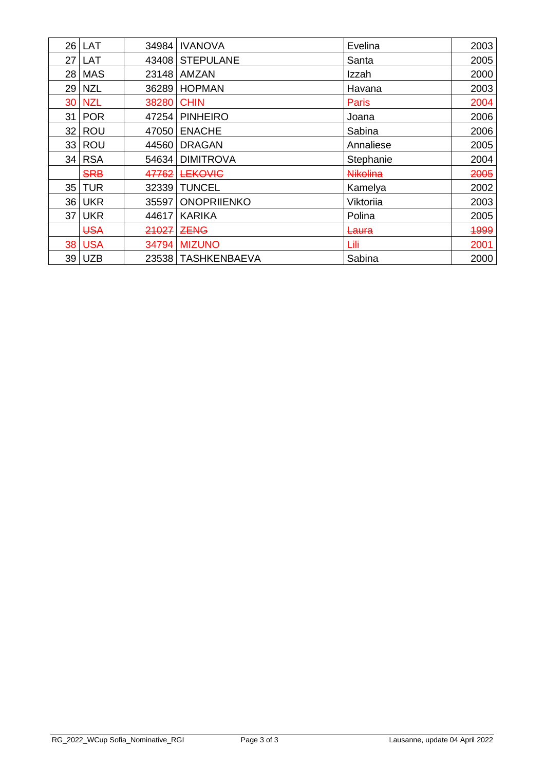| | | | | | |
|---|---|---|---|---|---|
| 26 | LAT | 34984 | IVANOVA | Evelina | 2003 |
| 27 | LAT | 43408 | STEPULANE | Santa | 2005 |
| 28 | MAS | 23148 | AMZAN | Izzah | 2000 |
| 29 | NZL | 36289 | HOPMAN | Havana | 2003 |
| 30 | NZL | 38280 | CHIN | Paris | 2004 |
| 31 | POR | 47254 | PINHEIRO | Joana | 2006 |
| 32 | ROU | 47050 | ENACHE | Sabina | 2006 |
| 33 | ROU | 44560 | DRAGAN | Annaliese | 2005 |
| 34 | RSA | 54634 | DIMITROVA | Stephanie | 2004 |
| | ~~SRB~~ | ~~47762~~ | ~~LEKOVIC~~ | ~~Nikolina~~ | ~~2005~~ |
| 35 | TUR | 32339 | TUNCEL | Kamelya | 2002 |
| 36 | UKR | 35597 | ONOPRIIENKO | Viktoriia | 2003 |
| 37 | UKR | 44617 | KARIKA | Polina | 2005 |
| | ~~USA~~ | ~~21027~~ | ~~ZENG~~ | ~~Laura~~ | ~~1999~~ |
| 38 | USA | 34794 | MIZUNO | Lili | 2001 |
| 39 | UZB | 23538 | TASHKENBAEVA | Sabina | 2000 |